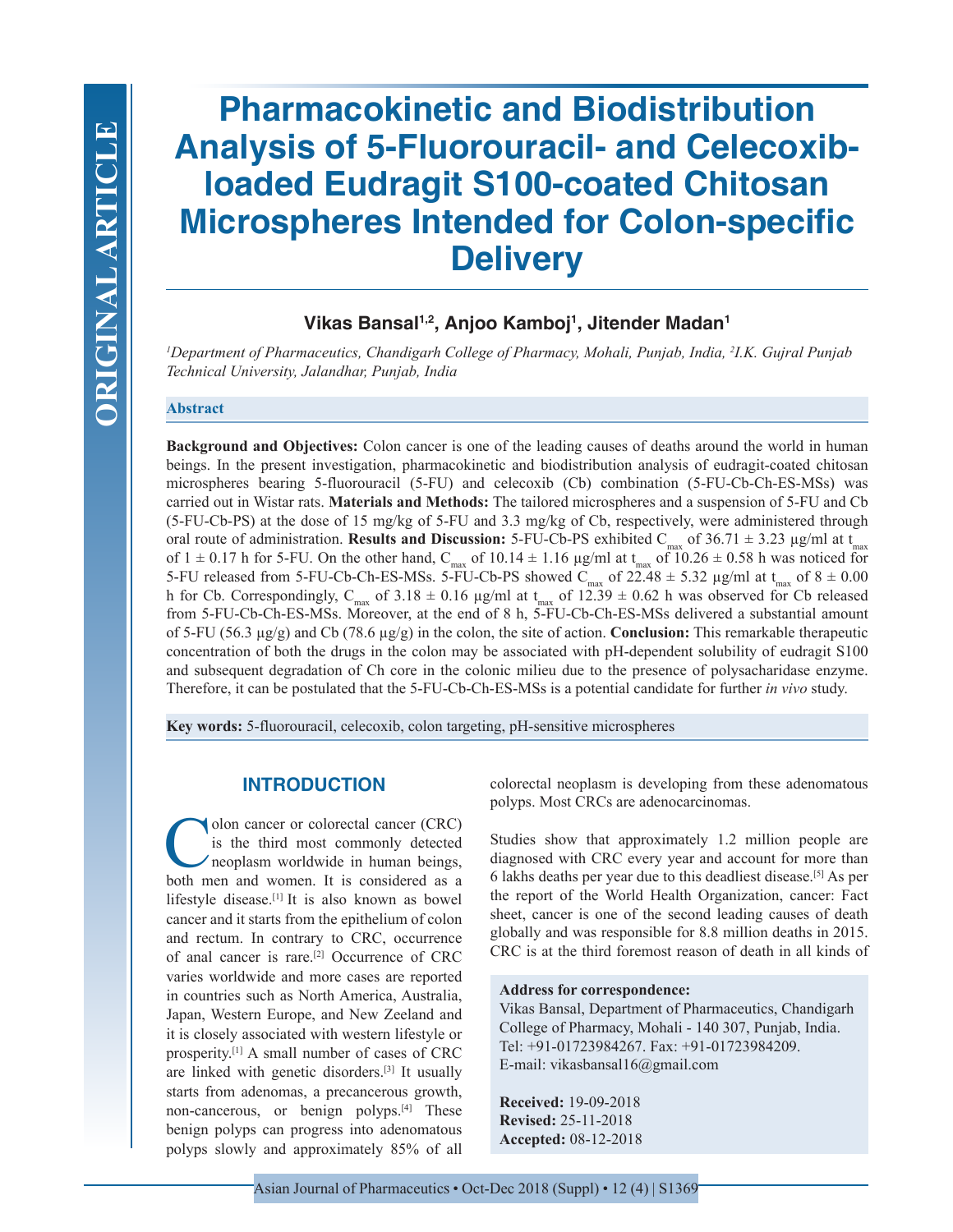# Pharmacokinetic and Biodistribution Analysis of 5-Fluorouracil- and Celecoxib-loaded Eudragit S100-coated Chitosan Microspheres Intended for Colon-specific Delivery

**Vikas Bansal[1,2], Anjoo Kamboj[1], Jitender Madan[1]**

*[1]Department of Pharmaceutics, Chandigarh College of Pharmacy, Mohali, Punjab, India, [2]I.K. Gujral Punjab Technical University, Jalandhar, Punjab, India*

## Abstract

**Background and Objectives:** Colon cancer is one of the leading causes of deaths around the world in human beings. In the present investigation, pharmacokinetic and biodistribution analysis of eudragit-coated chitosan microspheres bearing 5-fluorouracil (5-FU) and celecoxib (Cb) combination (5-FU-Cb-Ch-ES-MSs) was carried out in Wistar rats. **Materials and Methods:** The tailored microspheres and a suspension of 5-FU and Cb (5-FU-Cb-PS) at the dose of 15 mg/kg of 5-FU and 3.3 mg/kg of Cb, respectively, were administered through oral route of administration. **Results and Discussion:** 5-FU-Cb-PS exhibited $C_{max}$ of 36.71 ± 3.23 µg/ml at $t_{max}$ of 1 ± 0.17 h for 5-FU. On the other hand, $C_{max}$ of 10.14 ± 1.16 µg/ml at $t_{max}$ of 10.26 ± 0.58 h was noticed for 5-FU released from 5-FU-Cb-Ch-ES-MSs. 5-FU-Cb-PS showed $C_{max}$ of 22.48 ± 5.32 µg/ml at $t_{max}$ of 8 ± 0.00 h for Cb. Correspondingly, $C_{max}$ of 3.18 ± 0.16 µg/ml at $t_{max}$ of 12.39 ± 0.62 h was observed for Cb released from 5-FU-Cb-Ch-ES-MSs. Moreover, at the end of 8 h, 5-FU-Cb-Ch-ES-MSs delivered a substantial amount of 5-FU (56.3 µg/g) and Cb (78.6 µg/g) in the colon, the site of action. **Conclusion:** This remarkable therapeutic concentration of both the drugs in the colon may be associated with pH-dependent solubility of eudragit S100 and subsequent degradation of Ch core in the colonic milieu due to the presence of polysaccharidase enzyme. Therefore, it can be postulated that the 5-FU-Cb-Ch-ES-MSs is a potential candidate for further *in vivo* study.

**Key words:** 5-fluorouracil, celecoxib, colon targeting, pH-sensitive microspheres

## INTRODUCTION

Colon cancer or colorectal cancer (CRC) is the third most commonly detected neoplasm worldwide in human beings, both men and women. It is considered as a lifestyle disease.[1] It is also known as bowel cancer and it starts from the epithelium of colon and rectum. In contrary to CRC, occurrence of anal cancer is rare.[2] Occurrence of CRC varies worldwide and more cases are reported in countries such as North America, Australia, Japan, Western Europe, and New Zeeland and it is closely associated with western lifestyle or prosperity.[1] A small number of cases of CRC are linked with genetic disorders.[3] It usually starts from adenomas, a precancerous growth, non-cancerous, or benign polyps.[4] These benign polyps can progress into adenomatous polyps slowly and approximately 85% of all colorectal neoplasm is developing from these adenomatous polyps. Most CRCs are adenocarcinomas.

Studies show that approximately 1.2 million people are diagnosed with CRC every year and account for more than 6 lakhs deaths per year due to this deadliest disease.[5] As per the report of the World Health Organization, cancer: Fact sheet, cancer is one of the second leading causes of death globally and was responsible for 8.8 million deaths in 2015. CRC is at the third foremost reason of death in all kinds of

**Address for correspondence:**
Vikas Bansal, Department of Pharmaceutics, Chandigarh College of Pharmacy, Mohali - 140 307, Punjab, India.
Tel: +91-01723984267. Fax: +91-01723984209.
E-mail: vikasbansal16@gmail.com

**Received:** 19-09-2018
**Revised:** 25-11-2018
**Accepted:** 08-12-2018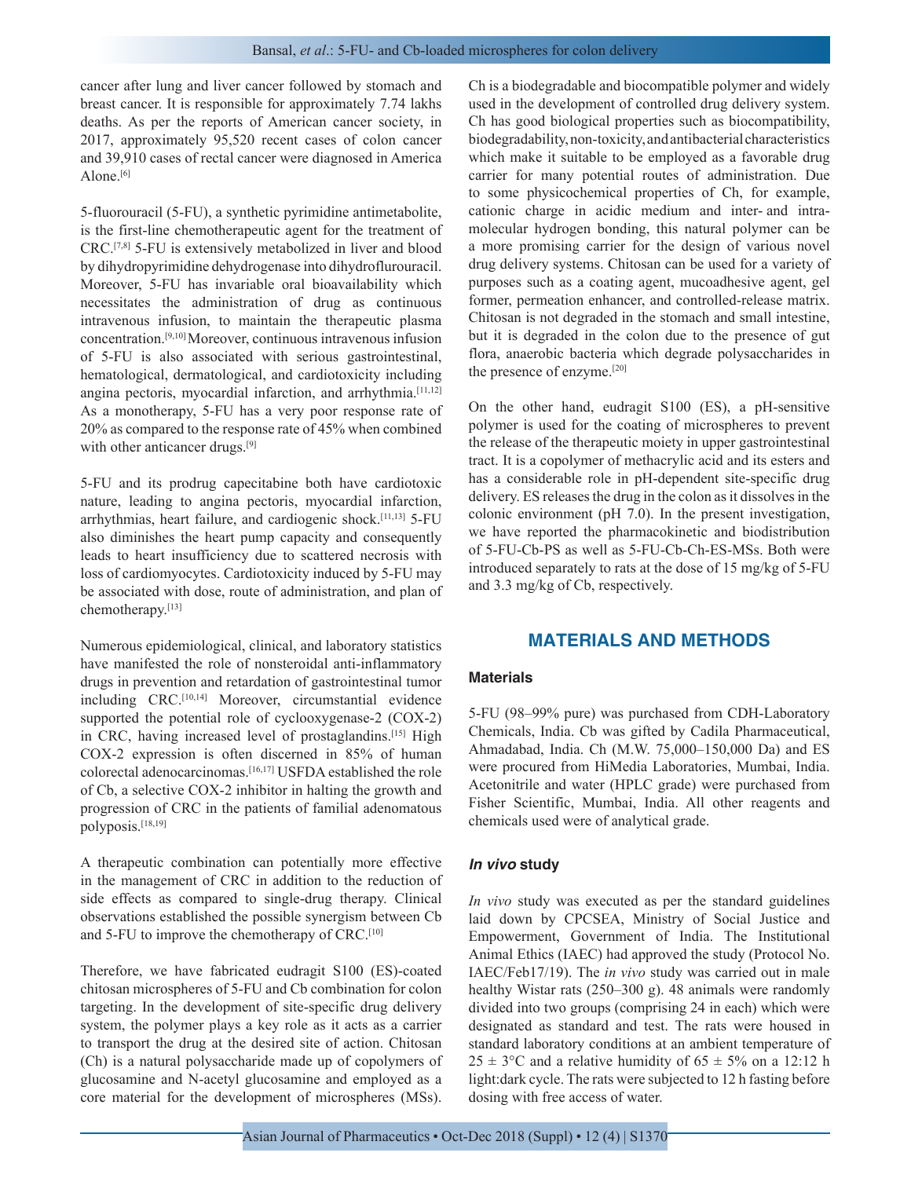cancer after lung and liver cancer followed by stomach and breast cancer. It is responsible for approximately 7.74 lakhs deaths. As per the reports of American cancer society, in 2017, approximately 95,520 recent cases of colon cancer and 39,910 cases of rectal cancer were diagnosed in America Alone.[6]

5-fluorouracil (5-FU), a synthetic pyrimidine antimetabolite, is the first-line chemotherapeutic agent for the treatment of CRC.[7,8] 5-FU is extensively metabolized in liver and blood by dihydropyrimidine dehydrogenase into dihydroflurouracil. Moreover, 5-FU has invariable oral bioavailability which necessitates the administration of drug as continuous intravenous infusion, to maintain the therapeutic plasma concentration.[9,10] Moreover, continuous intravenous infusion of 5-FU is also associated with serious gastrointestinal, hematological, dermatological, and cardiotoxicity including angina pectoris, myocardial infarction, and arrhythmia.[11,12] As a monotherapy, 5-FU has a very poor response rate of 20% as compared to the response rate of 45% when combined with other anticancer drugs.[9]

5-FU and its prodrug capecitabine both have cardiotoxic nature, leading to angina pectoris, myocardial infarction, arrhythmias, heart failure, and cardiogenic shock.[11,13] 5-FU also diminishes the heart pump capacity and consequently leads to heart insufficiency due to scattered necrosis with loss of cardiomyocytes. Cardiotoxicity induced by 5-FU may be associated with dose, route of administration, and plan of chemotherapy.[13]

Numerous epidemiological, clinical, and laboratory statistics have manifested the role of nonsteroidal anti-inflammatory drugs in prevention and retardation of gastrointestinal tumor including CRC.[10,14] Moreover, circumstantial evidence supported the potential role of cyclooxygenase-2 (COX-2) in CRC, having increased level of prostaglandins.[15] High COX-2 expression is often discerned in 85% of human colorectal adenocarcinomas.[16,17] USFDA established the role of Cb, a selective COX-2 inhibitor in halting the growth and progression of CRC in the patients of familial adenomatous polyposis.[18,19]

A therapeutic combination can potentially more effective in the management of CRC in addition to the reduction of side effects as compared to single-drug therapy. Clinical observations established the possible synergism between Cb and 5-FU to improve the chemotherapy of CRC.[10]

Therefore, we have fabricated eudragit S100 (ES)-coated chitosan microspheres of 5-FU and Cb combination for colon targeting. In the development of site-specific drug delivery system, the polymer plays a key role as it acts as a carrier to transport the drug at the desired site of action. Chitosan (Ch) is a natural polysaccharide made up of copolymers of glucosamine and N-acetyl glucosamine and employed as a core material for the development of microspheres (MSs). Ch is a biodegradable and biocompatible polymer and widely used in the development of controlled drug delivery system. Ch has good biological properties such as biocompatibility, biodegradability, non-toxicity, and antibacterial characteristics which make it suitable to be employed as a favorable drug carrier for many potential routes of administration. Due to some physicochemical properties of Ch, for example, cationic charge in acidic medium and inter- and intra-molecular hydrogen bonding, this natural polymer can be a more promising carrier for the design of various novel drug delivery systems. Chitosan can be used for a variety of purposes such as a coating agent, mucoadhesive agent, gel former, permeation enhancer, and controlled-release matrix. Chitosan is not degraded in the stomach and small intestine, but it is degraded in the colon due to the presence of gut flora, anaerobic bacteria which degrade polysaccharides in the presence of enzyme.[20]

On the other hand, eudragit S100 (ES), a pH-sensitive polymer is used for the coating of microspheres to prevent the release of the therapeutic moiety in upper gastrointestinal tract. It is a copolymer of methacrylic acid and its esters and has a considerable role in pH-dependent site-specific drug delivery. ES releases the drug in the colon as it dissolves in the colonic environment (pH 7.0). In the present investigation, we have reported the pharmacokinetic and biodistribution of 5-FU-Cb-PS as well as 5-FU-Cb-Ch-ES-MSs. Both were introduced separately to rats at the dose of 15 mg/kg of 5-FU and 3.3 mg/kg of Cb, respectively.

## MATERIALS AND METHODS

### Materials

5-FU (98–99% pure) was purchased from CDH-Laboratory Chemicals, India. Cb was gifted by Cadila Pharmaceutical, Ahmadabad, India. Ch (M.W. 75,000–150,000 Da) and ES were procured from HiMedia Laboratories, Mumbai, India. Acetonitrile and water (HPLC grade) were purchased from Fisher Scientific, Mumbai, India. All other reagents and chemicals used were of analytical grade.

### *In vivo* study

*In vivo* study was executed as per the standard guidelines laid down by CPCSEA, Ministry of Social Justice and Empowerment, Government of India. The Institutional Animal Ethics (IAEC) had approved the study (Protocol No. IAEC/Feb17/19). The *in vivo* study was carried out in male healthy Wistar rats (250–300 g). 48 animals were randomly divided into two groups (comprising 24 in each) which were designated as standard and test. The rats were housed in standard laboratory conditions at an ambient temperature of 25 ± 3°C and a relative humidity of 65 ± 5% on a 12:12 h light:dark cycle. The rats were subjected to 12 h fasting before dosing with free access of water.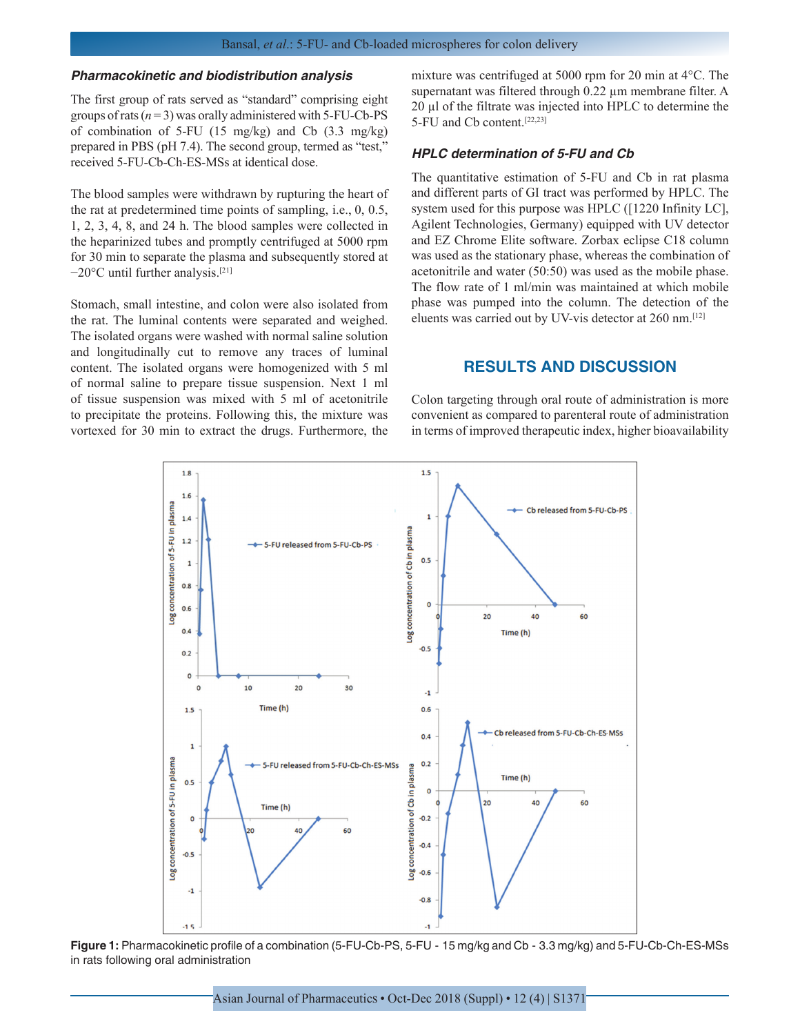### Pharmacokinetic and biodistribution analysis

The first group of rats served as "standard" comprising eight groups of rats ($n = 3$) was orally administered with 5-FU-Cb-PS of combination of 5-FU (15 mg/kg) and Cb (3.3 mg/kg) prepared in PBS (pH 7.4). The second group, termed as "test," received 5-FU-Cb-Ch-ES-MSs at identical dose.

The blood samples were withdrawn by rupturing the heart of the rat at predetermined time points of sampling, i.e., 0, 0.5, 1, 2, 3, 4, 8, and 24 h. The blood samples were collected in the heparinized tubes and promptly centrifuged at 5000 rpm for 30 min to separate the plasma and subsequently stored at −20°C until further analysis.[21]

Stomach, small intestine, and colon were also isolated from the rat. The luminal contents were separated and weighed. The isolated organs were washed with normal saline solution and longitudinally cut to remove any traces of luminal content. The isolated organs were homogenized with 5 ml of normal saline to prepare tissue suspension. Next 1 ml of tissue suspension was mixed with 5 ml of acetonitrile to precipitate the proteins. Following this, the mixture was vortexed for 30 min to extract the drugs. Furthermore, the mixture was centrifuged at 5000 rpm for 20 min at 4°C. The supernatant was filtered through 0.22 µm membrane filter. A 20 µl of the filtrate was injected into HPLC to determine the 5-FU and Cb content.[22,23]

### HPLC determination of 5-FU and Cb

The quantitative estimation of 5-FU and Cb in rat plasma and different parts of GI tract was performed by HPLC. The system used for this purpose was HPLC ([1220 Infinity LC], Agilent Technologies, Germany) equipped with UV detector and EZ Chrome Elite software. Zorbax eclipse C18 column was used as the stationary phase, whereas the combination of acetonitrile and water (50:50) was used as the mobile phase. The flow rate of 1 ml/min was maintained at which mobile phase was pumped into the column. The detection of the eluents was carried out by UV-vis detector at 260 nm.[12]

## RESULTS AND DISCUSSION

Colon targeting through oral route of administration is more convenient as compared to parenteral route of administration in terms of improved therapeutic index, higher bioavailability

**Figure 1:** Pharmacokinetic profile of a combination (5-FU-Cb-PS, 5-FU - 15 mg/kg and Cb - 3.3 mg/kg) and 5-FU-Cb-Ch-ES-MSs in rats following oral administration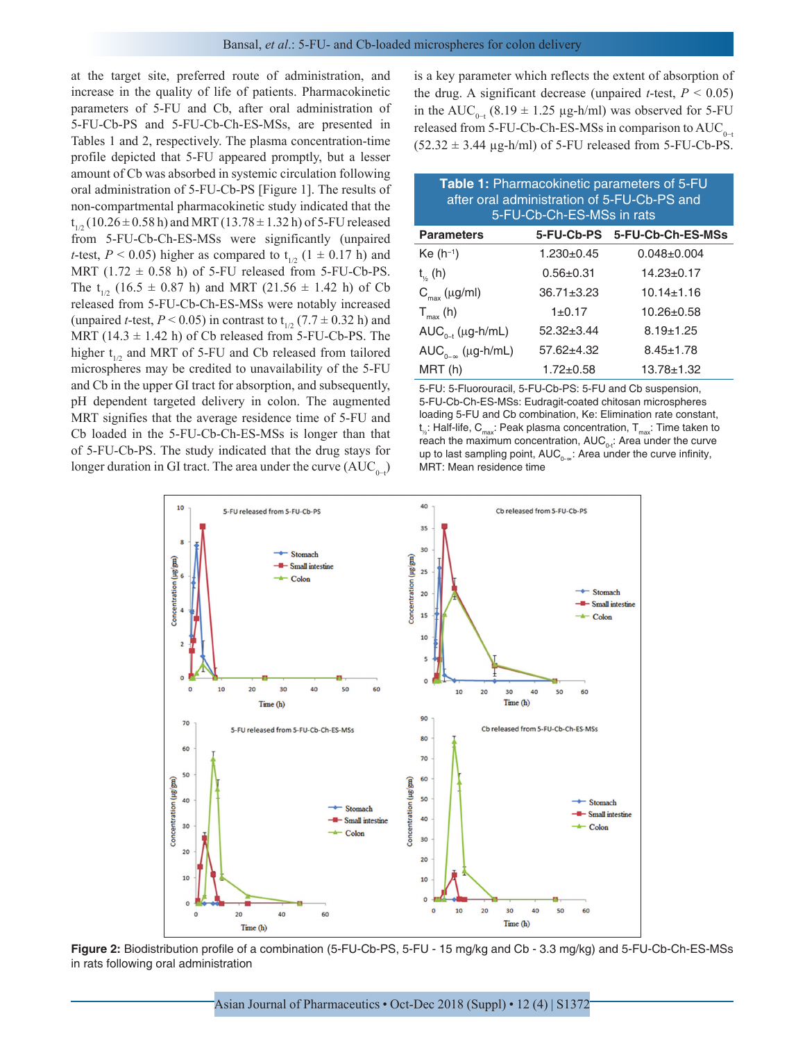at the target site, preferred route of administration, and increase in the quality of life of patients. Pharmacokinetic parameters of 5-FU and Cb, after oral administration of 5-FU-Cb-PS and 5-FU-Cb-Ch-ES-MSs, are presented in Tables 1 and 2, respectively. The plasma concentration-time profile depicted that 5-FU appeared promptly, but a lesser amount of Cb was absorbed in systemic circulation following oral administration of 5-FU-Cb-PS [Figure 1]. The results of non-compartmental pharmacokinetic study indicated that the $t_{1/2}$ (10.26 ± 0.58 h) and MRT (13.78 ± 1.32 h) of 5-FU released from 5-FU-Cb-Ch-ES-MSs were significantly (unpaired *t*-test, $P < 0.05$) higher as compared to $t_{1/2}$ (1 ± 0.17 h) and MRT (1.72 ± 0.58 h) of 5-FU released from 5-FU-Cb-PS. The $t_{1/2}$ (16.5 ± 0.87 h) and MRT (21.56 ± 1.42 h) of Cb released from 5-FU-Cb-Ch-ES-MSs were notably increased (unpaired *t*-test, $P < 0.05$) in contrast to $t_{1/2}$ (7.7 ± 0.32 h) and MRT (14.3 ± 1.42 h) of Cb released from 5-FU-Cb-PS. The higher $t_{1/2}$ and MRT of 5-FU and Cb from tailored microspheres may be credited to unavailability of the 5-FU and Cb in the upper GI tract for absorption, and subsequently, pH dependent targeted delivery in colon. The augmented MRT signifies that the average residence time of 5-FU and Cb loaded in the 5-FU-Cb-Ch-ES-MSs is longer than that of 5-FU-Cb-PS. The study indicated that the drug stays for longer duration in GI tract. The area under the curve ($AUC_{0-t}$) is a key parameter which reflects the extent of absorption of the drug. A significant decrease (unpaired *t*-test, $P < 0.05$) in the $AUC_{0-t}$ (8.19 ± 1.25 µg-h/ml) was observed for 5-FU released from 5-FU-Cb-Ch-ES-MSs in comparison to $AUC_{0-t}$ (52.32 ± 3.44 µg-h/ml) of 5-FU released from 5-FU-Cb-PS.

**Table 1:** Pharmacokinetic parameters of 5-FU after oral administration of 5-FU-Cb-PS and 5-FU-Cb-Ch-ES-MSs in rats

| Parameters | 5-FU-Cb-PS | 5-FU-Cb-Ch-ES-MSs |
|---|---|---|
| Ke ($h^{-1}$) | 1.230±0.45 | 0.048±0.004 |
| $t_{½}$ (h) | 0.56±0.31 | 14.23±0.17 |
| $C_{max}$ (µg/ml) | 36.71±3.23 | 10.14±1.16 |
| $T_{max}$ (h) | 1±0.17 | 10.26±0.58 |
| $AUC_{0-t}$ (µg-h/mL) | 52.32±3.44 | 8.19±1.25 |
| $AUC_{0-\infty}$ (µg-h/mL) | 57.62±4.32 | 8.45±1.78 |
| MRT (h) | 1.72±0.58 | 13.78±1.32 |

5-FU: 5-Fluorouracil, 5-FU-Cb-PS: 5-FU and Cb suspension, 5-FU-Cb-Ch-ES-MSs: Eudragit-coated chitosan microspheres loading 5-FU and Cb combination, Ke: Elimination rate constant, $t_{½}$: Half-life, $C_{max}$: Peak plasma concentration, $T_{max}$: Time taken to reach the maximum concentration, $AUC_{0-t}$: Area under the curve up to last sampling point, $AUC_{0-\infty}$: Area under the curve infinity, MRT: Mean residence time

**Figure 2:** Biodistribution profile of a combination (5-FU-Cb-PS, 5-FU - 15 mg/kg and Cb - 3.3 mg/kg) and 5-FU-Cb-Ch-ES-MSs in rats following oral administration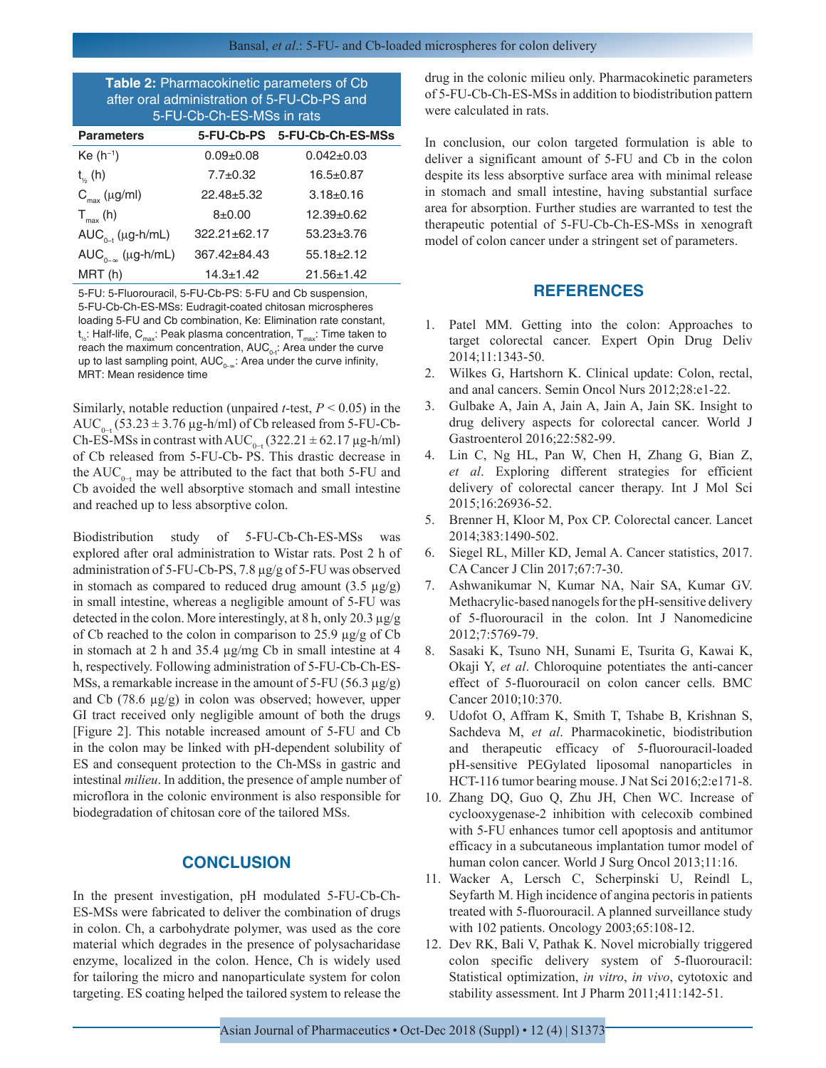**Table 2:** Pharmacokinetic parameters of Cb after oral administration of 5-FU-Cb-PS and 5-FU-Cb-Ch-ES-MSs in rats

| Parameters | 5-FU-Cb-PS | 5-FU-Cb-Ch-ES-MSs |
|---|---|---|
| Ke ($h^{-1}$) | 0.09±0.08 | 0.042±0.03 |
| $t_{½}$ (h) | 7.7±0.32 | 16.5±0.87 |
| $C_{max}$ (µg/ml) | 22.48±5.32 | 3.18±0.16 |
| $T_{max}$ (h) | 8±0.00 | 12.39±0.62 |
| $AUC_{0-t}$ (µg-h/mL) | 322.21±62.17 | 53.23±3.76 |
| $AUC_{0-\infty}$ (µg-h/mL) | 367.42±84.43 | 55.18±2.12 |
| MRT (h) | 14.3±1.42 | 21.56±1.42 |

5-FU: 5-Fluorouracil, 5-FU-Cb-PS: 5-FU and Cb suspension, 5-FU-Cb-Ch-ES-MSs: Eudragit-coated chitosan microspheres loading 5-FU and Cb combination, Ke: Elimination rate constant, $t_{½}$: Half-life, $C_{max}$: Peak plasma concentration, $T_{max}$: Time taken to reach the maximum concentration, $AUC_{0-t}$: Area under the curve up to last sampling point, $AUC_{0-\infty}$: Area under the curve infinity, MRT: Mean residence time

Similarly, notable reduction (unpaired *t*-test, $P < 0.05$) in the $AUC_{0-t}$ (53.23 ± 3.76 µg-h/ml) of Cb released from 5-FU-Cb-Ch-ES-MSs in contrast with $AUC_{0-t}$ (322.21 ± 62.17 µg-h/ml) of Cb released from 5-FU-Cb- PS. This drastic decrease in the $AUC_{0-t}$ may be attributed to the fact that both 5-FU and Cb avoided the well absorptive stomach and small intestine and reached up to less absorptive colon.

Biodistribution study of 5-FU-Cb-Ch-ES-MSs was explored after oral administration to Wistar rats. Post 2 h of administration of 5-FU-Cb-PS, 7.8 µg/g of 5-FU was observed in stomach as compared to reduced drug amount (3.5 µg/g) in small intestine, whereas a negligible amount of 5-FU was detected in the colon. More interestingly, at 8 h, only 20.3 µg/g of Cb reached to the colon in comparison to 25.9 µg/g of Cb in stomach at 2 h and 35.4 µg/mg Cb in small intestine at 4 h, respectively. Following administration of 5-FU-Cb-Ch-ES-MSs, a remarkable increase in the amount of 5-FU (56.3 µg/g) and Cb (78.6 µg/g) in colon was observed; however, upper GI tract received only negligible amount of both the drugs [Figure 2]. This notable increased amount of 5-FU and Cb in the colon may be linked with pH-dependent solubility of ES and consequent protection to the Ch-MSs in gastric and intestinal *milieu*. In addition, the presence of ample number of microflora in the colonic environment is also responsible for biodegradation of chitosan core of the tailored MSs.

## CONCLUSION

In the present investigation, pH modulated 5-FU-Cb-Ch-ES-MSs were fabricated to deliver the combination of drugs in colon. Ch, a carbohydrate polymer, was used as the core material which degrades in the presence of polysacharidase enzyme, localized in the colon. Hence, Ch is widely used for tailoring the micro and nanoparticulate system for colon targeting. ES coating helped the tailored system to release the drug in the colonic milieu only. Pharmacokinetic parameters of 5-FU-Cb-Ch-ES-MSs in addition to biodistribution pattern were calculated in rats.

In conclusion, our colon targeted formulation is able to deliver a significant amount of 5-FU and Cb in the colon despite its less absorptive surface area with minimal release in stomach and small intestine, having substantial surface area for absorption. Further studies are warranted to test the therapeutic potential of 5-FU-Cb-Ch-ES-MSs in xenograft model of colon cancer under a stringent set of parameters.

## REFERENCES

1. Patel MM. Getting into the colon: Approaches to target colorectal cancer. Expert Opin Drug Deliv 2014;11:1343-50.
2. Wilkes G, Hartshorn K. Clinical update: Colon, rectal, and anal cancers. Semin Oncol Nurs 2012;28:e1-22.
3. Gulbake A, Jain A, Jain A, Jain A, Jain SK. Insight to drug delivery aspects for colorectal cancer. World J Gastroenterol 2016;22:582-99.
4. Lin C, Ng HL, Pan W, Chen H, Zhang G, Bian Z, *et al*. Exploring different strategies for efficient delivery of colorectal cancer therapy. Int J Mol Sci 2015;16:26936-52.
5. Brenner H, Kloor M, Pox CP. Colorectal cancer. Lancet 2014;383:1490-502.
6. Siegel RL, Miller KD, Jemal A. Cancer statistics, 2017. CA Cancer J Clin 2017;67:7-30.
7. Ashwanikumar N, Kumar NA, Nair SA, Kumar GV. Methacrylic-based nanogels for the pH-sensitive delivery of 5-fluorouracil in the colon. Int J Nanomedicine 2012;7:5769-79.
8. Sasaki K, Tsuno NH, Sunami E, Tsurita G, Kawai K, Okaji Y, *et al*. Chloroquine potentiates the anti-cancer effect of 5-fluorouracil on colon cancer cells. BMC Cancer 2010;10:370.
9. Udofot O, Affram K, Smith T, Tshabe B, Krishnan S, Sachdeva M, *et al*. Pharmacokinetic, biodistribution and therapeutic efficacy of 5-fluorouracil-loaded pH-sensitive PEGylated liposomal nanoparticles in HCT-116 tumor bearing mouse. J Nat Sci 2016;2:e171-8.
10. Zhang DQ, Guo Q, Zhu JH, Chen WC. Increase of cyclooxygenase-2 inhibition with celecoxib combined with 5-FU enhances tumor cell apoptosis and antitumor efficacy in a subcutaneous implantation tumor model of human colon cancer. World J Surg Oncol 2013;11:16.
11. Wacker A, Lersch C, Scherpinski U, Reindl L, Seyfarth M. High incidence of angina pectoris in patients treated with 5-fluorouracil. A planned surveillance study with 102 patients. Oncology 2003;65:108-12.
12. Dev RK, Bali V, Pathak K. Novel microbially triggered colon specific delivery system of 5-fluorouracil: Statistical optimization, *in vitro*, *in vivo*, cytotoxic and stability assessment. Int J Pharm 2011;411:142-51.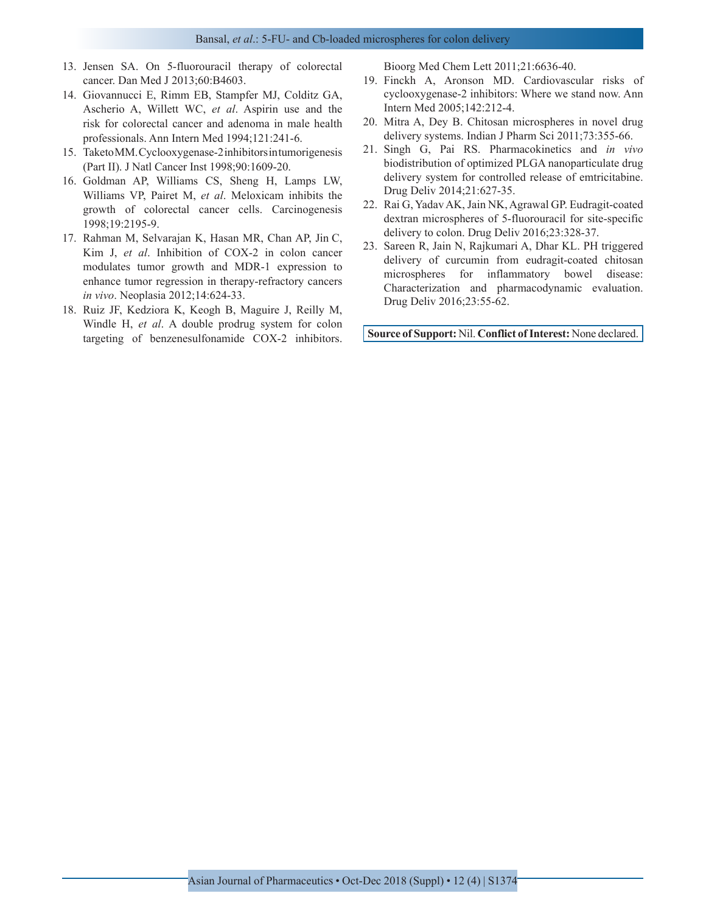13. Jensen SA. On 5-fluorouracil therapy of colorectal cancer. Dan Med J 2013;60:B4603.
14. Giovannucci E, Rimm EB, Stampfer MJ, Colditz GA, Ascherio A, Willett WC, *et al*. Aspirin use and the risk for colorectal cancer and adenoma in male health professionals. Ann Intern Med 1994;121:241-6.
15. Taketo MM. Cyclooxygenase-2 inhibitors in tumorigenesis (Part II). J Natl Cancer Inst 1998;90:1609-20.
16. Goldman AP, Williams CS, Sheng H, Lamps LW, Williams VP, Pairet M, *et al*. Meloxicam inhibits the growth of colorectal cancer cells. Carcinogenesis 1998;19:2195-9.
17. Rahman M, Selvarajan K, Hasan MR, Chan AP, Jin C, Kim J, *et al*. Inhibition of COX-2 in colon cancer modulates tumor growth and MDR-1 expression to enhance tumor regression in therapy-refractory cancers *in vivo*. Neoplasia 2012;14:624-33.
18. Ruiz JF, Kedziora K, Keogh B, Maguire J, Reilly M, Windle H, *et al*. A double prodrug system for colon targeting of benzenesulfonamide COX-2 inhibitors. Bioorg Med Chem Lett 2011;21:6636-40.
19. Finckh A, Aronson MD. Cardiovascular risks of cyclooxygenase-2 inhibitors: Where we stand now. Ann Intern Med 2005;142:212-4.
20. Mitra A, Dey B. Chitosan microspheres in novel drug delivery systems. Indian J Pharm Sci 2011;73:355-66.
21. Singh G, Pai RS. Pharmacokinetics and *in vivo* biodistribution of optimized PLGA nanoparticulate drug delivery system for controlled release of emtricitabine. Drug Deliv 2014;21:627-35.
22. Rai G, Yadav AK, Jain NK, Agrawal GP. Eudragit-coated dextran microspheres of 5-fluorouracil for site-specific delivery to colon. Drug Deliv 2016;23:328-37.
23. Sareen R, Jain N, Rajkumari A, Dhar KL. PH triggered delivery of curcumin from eudragit-coated chitosan microspheres for inflammatory bowel disease: Characterization and pharmacodynamic evaluation. Drug Deliv 2016;23:55-62.

**Source of Support:** Nil. **Conflict of Interest:** None declared.